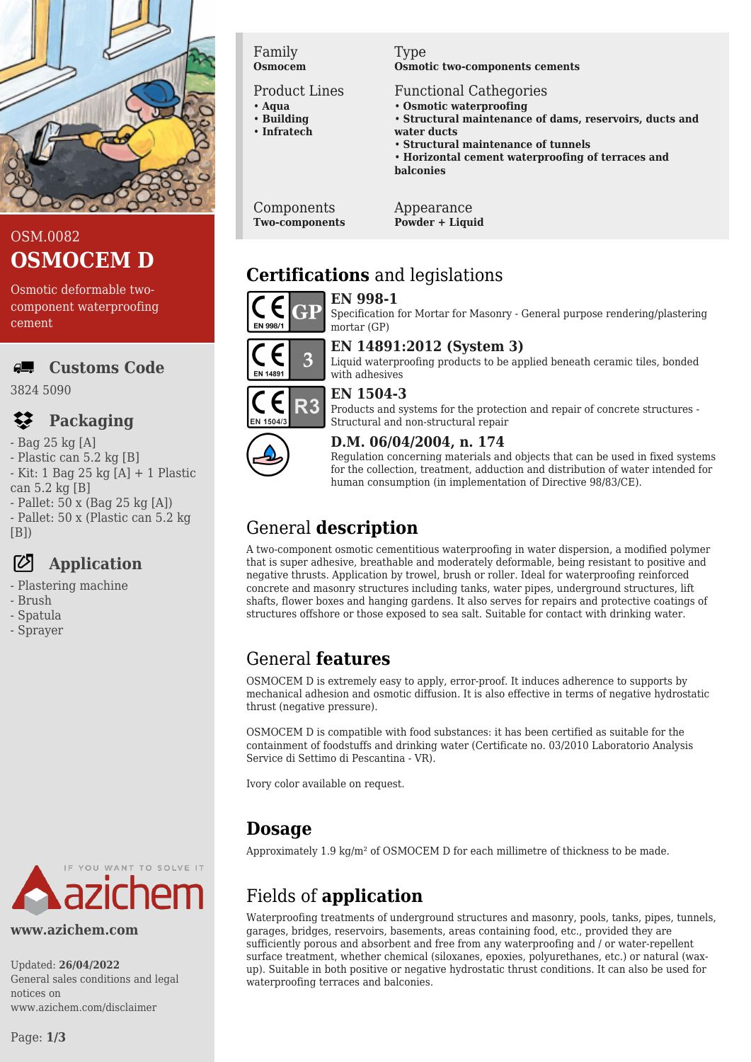OSM.0082

# OSMOCEM D

Osmotic deformable two-component waterproofing cement

## Customs Code

3824 5090

## Packaging

- Bag 25 kg [A]
- Plastic can 5.2 kg [B]
- Kit: 1 Bag 25 kg [A] + 1 Plastic can 5.2 kg [B]
- Pallet: 50 x (Bag 25 kg [A])
- Pallet: 50 x (Plastic can 5.2 kg [B])

## Application

- Plastering machine
- Brush
- Spatula
- Sprayer

azichem — IF YOU WANT TO SOLVE IT

**www.azichem.com**

Updated: **26/04/2022**
General sales conditions and legal notices on www.azichem.com/disclaimer

| | |
|---|---|
| Family<br>**Osmocem** | Type<br>**Osmotic two-components cements** |
| Product Lines<br>• **Aqua**<br>• **Building**<br>• **Infratech** | Functional Cathegories<br>• **Osmotic waterproofing**<br>• **Structural maintenance of dams, reservoirs, ducts and water ducts**<br>• **Structural maintenance of tunnels**<br>• **Horizontal cement waterproofing of terraces and balconies** |
| Components<br>**Two-components** | Appearance<br>**Powder + Liquid** |

## Certifications and legislations

**EN 998-1** (CE EN 998/1 GP)
Specification for Mortar for Masonry - General purpose rendering/plastering mortar (GP)

**EN 14891:2012 (System 3)** (CE EN 14891 3)
Liquid waterproofing products to be applied beneath ceramic tiles, bonded with adhesives

**EN 1504-3** (CE EN 1504/3 R3)
Products and systems for the protection and repair of concrete structures - Structural and non-structural repair

**D.M. 06/04/2004, n. 174**
Regulation concerning materials and objects that can be used in fixed systems for the collection, treatment, adduction and distribution of water intended for human consumption (in implementation of Directive 98/83/CE).

## General description

A two-component osmotic cementitious waterproofing in water dispersion, a modified polymer that is super adhesive, breathable and moderately deformable, being resistant to positive and negative thrusts. Application by trowel, brush or roller. Ideal for waterproofing reinforced concrete and masonry structures including tanks, water pipes, underground structures, lift shafts, flower boxes and hanging gardens. It also serves for repairs and protective coatings of structures offshore or those exposed to sea salt. Suitable for contact with drinking water.

## General features

OSMOCEM D is extremely easy to apply, error-proof. It induces adherence to supports by mechanical adhesion and osmotic diffusion. It is also effective in terms of negative hydrostatic thrust (negative pressure).

OSMOCEM D is compatible with food substances: it has been certified as suitable for the containment of foodstuffs and drinking water (Certificate no. 03/2010 Laboratorio Analysis Service di Settimo di Pescantina - VR).

Ivory color available on request.

## Dosage

Approximately 1.9 kg/m² of OSMOCEM D for each millimetre of thickness to be made.

## Fields of application

Waterproofing treatments of underground structures and masonry, pools, tanks, pipes, tunnels, garages, bridges, reservoirs, basements, areas containing food, etc., provided they are sufficiently porous and absorbent and free from any waterproofing and / or water-repellent surface treatment, whether chemical (siloxanes, epoxies, polyurethanes, etc.) or natural (wax-up). Suitable in both positive or negative hydrostatic thrust conditions. It can also be used for waterproofing terraces and balconies.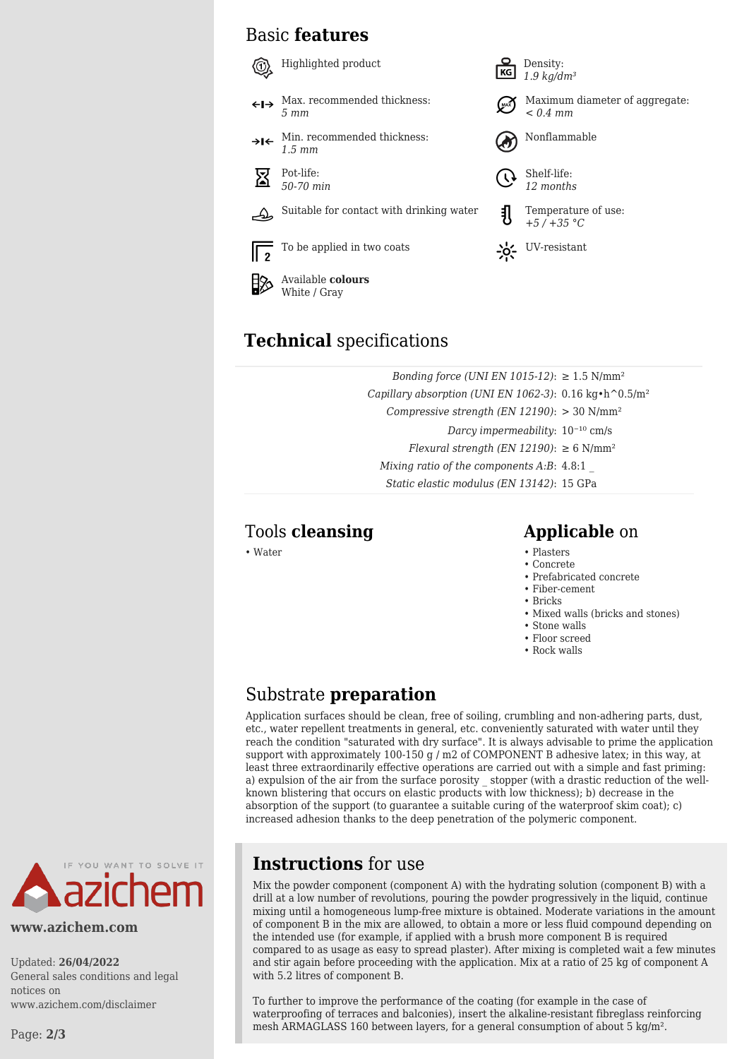## Basic **features**

- Highlighted product
- Max. recommended thickness: *5 mm*
- Min. recommended thickness: *1.5 mm*
- Pot-life: *50-70 min*
- Suitable for contact with drinking water
- To be applied in two coats
- Available **colours** White / Gray
- Density: *1.9 kg/dm³*
- Maximum diameter of aggregate: *< 0.4 mm*
- Nonflammable
- Shelf-life: *12 months*
- Temperature of use: *+5 / +35 °C*
- UV-resistant

## **Technical** specifications

| | |
|---|---|
| *Bonding force (UNI EN 1015-12)*: | ≥ 1.5 N/mm² |
| *Capillary absorption (UNI EN 1062-3)*: | 0.16 kg•h^0.5/m² |
| *Compressive strength (EN 12190)*: | > 30 N/mm² |
| *Darcy impermeability*: | $10^{-10}$ cm/s |
| *Flexural strength (EN 12190)*: | ≥ 6 N/mm² |
| *Mixing ratio of the components A:B*: | 4.8:1 _ |
| *Static elastic modulus (EN 13142)*: | 15 GPa |

## Tools **cleansing**

- Water

## **Applicable** on

- Plasters
- Concrete
- Prefabricated concrete
- Fiber-cement
- Bricks
- Mixed walls (bricks and stones)
- Stone walls
- Floor screed
- Rock walls

## Substrate **preparation**

Application surfaces should be clean, free of soiling, crumbling and non-adhering parts, dust, etc., water repellent treatments in general, etc. conveniently saturated with water until they reach the condition "saturated with dry surface". It is always advisable to prime the application support with approximately 100-150 g / m2 of COMPONENT B adhesive latex; in this way, at least three extraordinarily effective operations are carried out with a simple and fast priming: a) expulsion of the air from the surface porosity _ stopper (with a drastic reduction of the well-known blistering that occurs on elastic products with low thickness); b) decrease in the absorption of the support (to guarantee a suitable curing of the waterproof skim coat); c) increased adhesion thanks to the deep penetration of the polymeric component.

## **Instructions** for use

Mix the powder component (component A) with the hydrating solution (component B) with a drill at a low number of revolutions, pouring the powder progressively in the liquid, continue mixing until a homogeneous lump-free mixture is obtained. Moderate variations in the amount of component B in the mix are allowed, to obtain a more or less fluid compound depending on the intended use (for example, if applied with a brush more component B is required compared to as usage as easy to spread plaster). After mixing is completed wait a few minutes and stir again before proceeding with the application. Mix at a ratio of 25 kg of component A with 5.2 litres of component B.

To further to improve the performance of the coating (for example in the case of waterproofing of terraces and balconies), insert the alkaline-resistant fibreglass reinforcing mesh ARMAGLASS 160 between layers, for a general consumption of about 5 kg/m².

IF YOU WANT TO SOLVE IT azichem

**www.azichem.com**

Updated: **26/04/2022**
General sales conditions and legal notices on www.azichem.com/disclaimer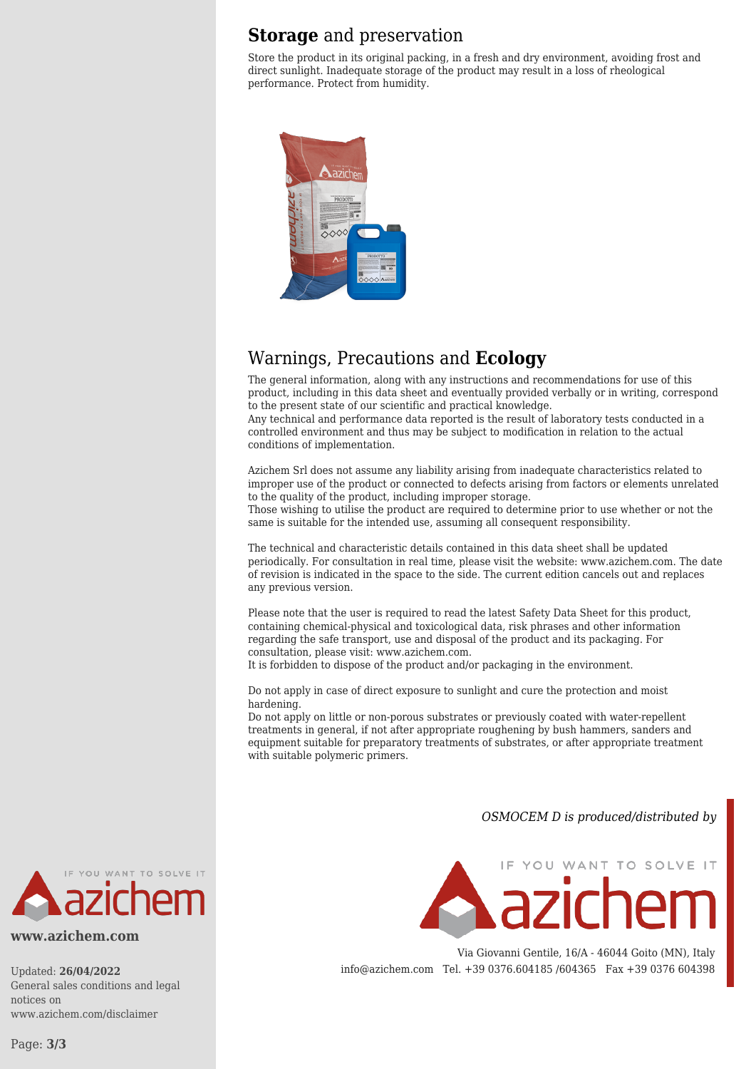## **Storage** and preservation

Store the product in its original packing, in a fresh and dry environment, avoiding frost and direct sunlight. Inadequate storage of the product may result in a loss of rheological performance. Protect from humidity.

## Warnings, Precautions and **Ecology**

The general information, along with any instructions and recommendations for use of this product, including in this data sheet and eventually provided verbally or in writing, correspond to the present state of our scientific and practical knowledge.
Any technical and performance data reported is the result of laboratory tests conducted in a controlled environment and thus may be subject to modification in relation to the actual conditions of implementation.

Azichem Srl does not assume any liability arising from inadequate characteristics related to improper use of the product or connected to defects arising from factors or elements unrelated to the quality of the product, including improper storage.
Those wishing to utilise the product are required to determine prior to use whether or not the same is suitable for the intended use, assuming all consequent responsibility.

The technical and characteristic details contained in this data sheet shall be updated periodically. For consultation in real time, please visit the website: www.azichem.com. The date of revision is indicated in the space to the side. The current edition cancels out and replaces any previous version.

Please note that the user is required to read the latest Safety Data Sheet for this product, containing chemical-physical and toxicological data, risk phrases and other information regarding the safe transport, use and disposal of the product and its packaging. For consultation, please visit: www.azichem.com.
It is forbidden to dispose of the product and/or packaging in the environment.

Do not apply in case of direct exposure to sunlight and cure the protection and moist hardening.
Do not apply on little or non-porous substrates or previously coated with water-repellent treatments in general, if not after appropriate roughening by bush hammers, sanders and equipment suitable for preparatory treatments of substrates, or after appropriate treatment with suitable polymeric primers.

*OSMOCEM D is produced/distributed by*

IF YOU WANT TO SOLVE IT
azichem

Via Giovanni Gentile, 16/A - 46044 Goito (MN), Italy
info@azichem.com Tel. +39 0376.604185 /604365 Fax +39 0376 604398

**www.azichem.com**

Updated: **26/04/2022**
General sales conditions and legal notices on www.azichem.com/disclaimer